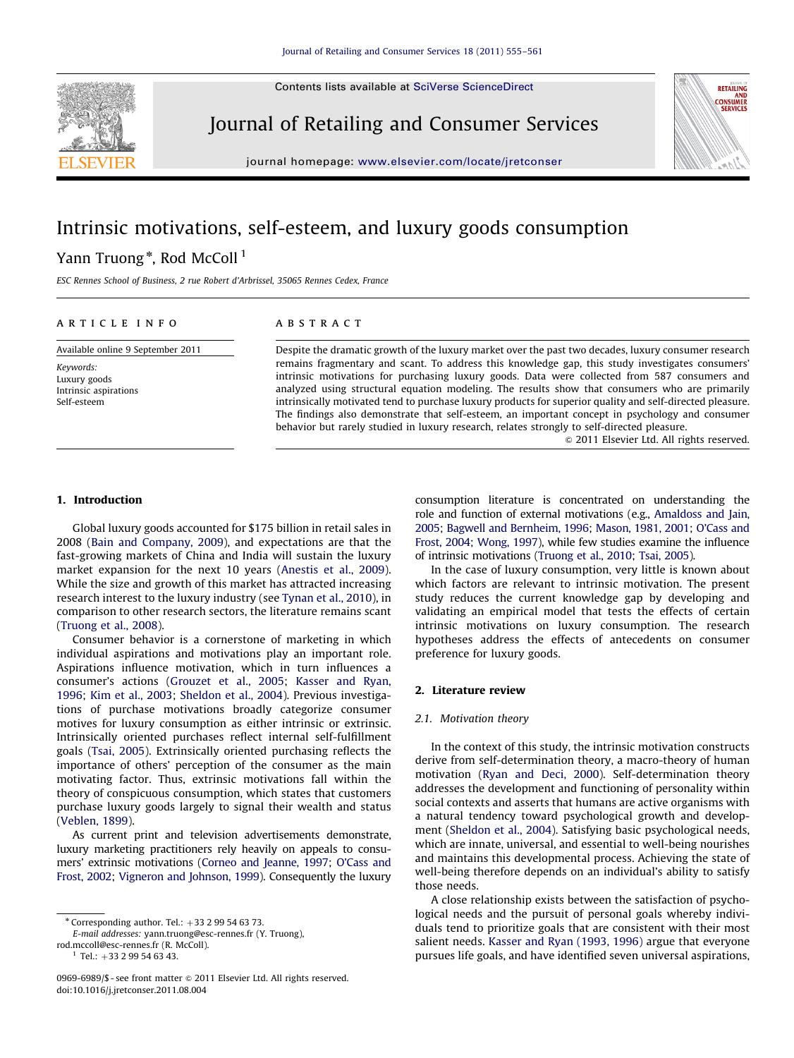# Intrinsic motivations, self-esteem, and luxury goods consumption

Yann Truong *, Rod McColl [1]

ESC Rennes School of Business, 2 rue Robert d'Arbrissel, 35065 Rennes Cedex, France

**ARTICLE INFO**

Available online 9 September 2011

*Keywords:*
Luxury goods
Intrinsic aspirations
Self-esteem

**ABSTRACT**

Despite the dramatic growth of the luxury market over the past two decades, luxury consumer research remains fragmentary and scant. To address this knowledge gap, this study investigates consumers' intrinsic motivations for purchasing luxury goods. Data were collected from 587 consumers and analyzed using structural equation modeling. The results show that consumers who are primarily intrinsically motivated tend to purchase luxury products for superior quality and self-directed pleasure. The findings also demonstrate that self-esteem, an important concept in psychology and consumer behavior but rarely studied in luxury research, relates strongly to self-directed pleasure.

© 2011 Elsevier Ltd. All rights reserved.

## 1. Introduction

Global luxury goods accounted for $175 billion in retail sales in 2008 (Bain and Company, 2009), and expectations are that the fast-growing markets of China and India will sustain the luxury market expansion for the next 10 years (Anestis et al., 2009). While the size and growth of this market has attracted increasing research interest to the luxury industry (see Tynan et al., 2010), in comparison to other research sectors, the literature remains scant (Truong et al., 2008).

Consumer behavior is a cornerstone of marketing in which individual aspirations and motivations play an important role. Aspirations influence motivation, which in turn influences a consumer's actions (Grouzet et al., 2005; Kasser and Ryan, 1996; Kim et al., 2003; Sheldon et al., 2004). Previous investigations of purchase motivations broadly categorize consumer motives for luxury consumption as either intrinsic or extrinsic. Intrinsically oriented purchases reflect internal self-fulfillment goals (Tsai, 2005). Extrinsically oriented purchasing reflects the importance of others' perception of the consumer as the main motivating factor. Thus, extrinsic motivations fall within the theory of conspicuous consumption, which states that customers purchase luxury goods largely to signal their wealth and status (Veblen, 1899).

As current print and television advertisements demonstrate, luxury marketing practitioners rely heavily on appeals to consumers' extrinsic motivations (Corneo and Jeanne, 1997; O'Cass and Frost, 2002; Vigneron and Johnson, 1999). Consequently the luxury consumption literature is concentrated on understanding the role and function of external motivations (e.g., Amaldoss and Jain, 2005; Bagwell and Bernheim, 1996; Mason, 1981, 2001; O'Cass and Frost, 2004; Wong, 1997), while few studies examine the influence of intrinsic motivations (Truong et al., 2010; Tsai, 2005).

In the case of luxury consumption, very little is known about which factors are relevant to intrinsic motivation. The present study reduces the current knowledge gap by developing and validating an empirical model that tests the effects of certain intrinsic motivations on luxury consumption. The research hypotheses address the effects of antecedents on consumer preference for luxury goods.

## 2. Literature review

### 2.1. Motivation theory

In the context of this study, the intrinsic motivation constructs derive from self-determination theory, a macro-theory of human motivation (Ryan and Deci, 2000). Self-determination theory addresses the development and functioning of personality within social contexts and asserts that humans are active organisms with a natural tendency toward psychological growth and development (Sheldon et al., 2004). Satisfying basic psychological needs, which are innate, universal, and essential to well-being nourishes and maintains this developmental process. Achieving the state of well-being therefore depends on an individual's ability to satisfy those needs.

A close relationship exists between the satisfaction of psychological needs and the pursuit of personal goals whereby individuals tend to prioritize goals that are consistent with their most salient needs. Kasser and Ryan (1993, 1996) argue that everyone pursues life goals, and have identified seven universal aspirations,

---

* Corresponding author. Tel.: +33 2 99 54 63 73.
*E-mail addresses:* yann.truong@esc-rennes.fr (Y. Truong), rod.mccoll@esc-rennes.fr (R. McColl).
[1] Tel.: +33 2 99 54 63 43.

0969-6989/$ - see front matter © 2011 Elsevier Ltd. All rights reserved.
doi:10.1016/j.jretconser.2011.08.004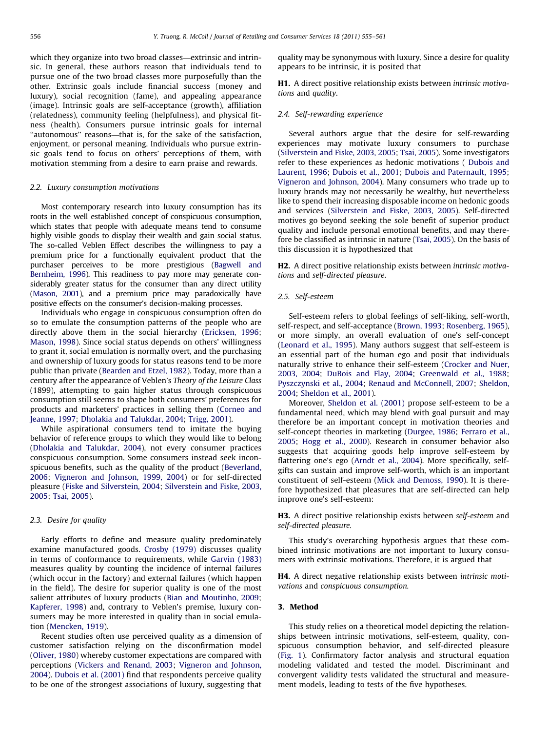which they organize into two broad classes—extrinsic and intrinsic. In general, these authors reason that individuals tend to pursue one of the two broad classes more purposefully than the other. Extrinsic goals include financial success (money and luxury), social recognition (fame), and appealing appearance (image). Intrinsic goals are self-acceptance (growth), affiliation (relatedness), community feeling (helpfulness), and physical fitness (health). Consumers pursue intrinsic goals for internal ''autonomous'' reasons—that is, for the sake of the satisfaction, enjoyment, or personal meaning. Individuals who pursue extrinsic goals tend to focus on others' perceptions of them, with motivation stemming from a desire to earn praise and rewards.

### 2.2. Luxury consumption motivations

Most contemporary research into luxury consumption has its roots in the well established concept of conspicuous consumption, which states that people with adequate means tend to consume highly visible goods to display their wealth and gain social status. The so-called Veblen Effect describes the willingness to pay a premium price for a functionally equivalent product that the purchaser perceives to be more prestigious (Bagwell and Bernheim, 1996). This readiness to pay more may generate considerably greater status for the consumer than any direct utility (Mason, 2001), and a premium price may paradoxically have positive effects on the consumer's decision-making processes.

Individuals who engage in conspicuous consumption often do so to emulate the consumption patterns of the people who are directly above them in the social hierarchy (Ericksen, 1996; Mason, 1998). Since social status depends on others' willingness to grant it, social emulation is normally overt, and the purchasing and ownership of luxury goods for status reasons tend to be more public than private (Bearden and Etzel, 1982). Today, more than a century after the appearance of Veblen's *Theory of the Leisure Class* (1899), attempting to gain higher status through conspicuous consumption still seems to shape both consumers' preferences for products and marketers' practices in selling them (Corneo and Jeanne, 1997; Dholakia and Talukdar, 2004; Trigg, 2001).

While aspirational consumers tend to imitate the buying behavior of reference groups to which they would like to belong (Dholakia and Talukdar, 2004), not every consumer practices conspicuous consumption. Some consumers instead seek inconspicuous benefits, such as the quality of the product (Beverland, 2006; Vigneron and Johnson, 1999, 2004) or for self-directed pleasure (Fiske and Silverstein, 2004; Silverstein and Fiske, 2003, 2005; Tsai, 2005).

### 2.3. Desire for quality

Early efforts to define and measure quality predominately examine manufactured goods. Crosby (1979) discusses quality in terms of conformance to requirements, while Garvin (1983) measures quality by counting the incidence of internal failures (which occur in the factory) and external failures (which happen in the field). The desire for superior quality is one of the most salient attributes of luxury products (Bian and Moutinho, 2009; Kapferer, 1998) and, contrary to Veblen's premise, luxury consumers may be more interested in quality than in social emulation (Mencken, 1919).

Recent studies often use perceived quality as a dimension of customer satisfaction relying on the disconfirmation model (Oliver, 1980) whereby customer expectations are compared with perceptions (Vickers and Renand, 2003; Vigneron and Johnson, 2004). Dubois et al. (2001) find that respondents perceive quality to be one of the strongest associations of luxury, suggesting that quality may be synonymous with luxury. Since a desire for quality appears to be intrinsic, it is posited that

**H1.** A direct positive relationship exists between *intrinsic motivations* and *quality*.

### 2.4. Self-rewarding experience

Several authors argue that the desire for self-rewarding experiences may motivate luxury consumers to purchase (Silverstein and Fiske, 2003, 2005; Tsai, 2005). Some investigators refer to these experiences as hedonic motivations ( Dubois and Laurent, 1996; Dubois et al., 2001; Dubois and Paternault, 1995; Vigneron and Johnson, 2004). Many consumers who trade up to luxury brands may not necessarily be wealthy, but nevertheless like to spend their increasing disposable income on hedonic goods and services (Silverstein and Fiske, 2003, 2005). Self-directed motives go beyond seeking the sole benefit of superior product quality and include personal emotional benefits, and may therefore be classified as intrinsic in nature (Tsai, 2005). On the basis of this discussion it is hypothesized that

**H2.** A direct positive relationship exists between *intrinsic motivations* and *self-directed pleasure*.

### 2.5. Self-esteem

Self-esteem refers to global feelings of self-liking, self-worth, self-respect, and self-acceptance (Brown, 1993; Rosenberg, 1965), or more simply, an overall evaluation of one's self-concept (Leonard et al., 1995). Many authors suggest that self-esteem is an essential part of the human ego and posit that individuals naturally strive to enhance their self-esteem (Crocker and Nuer, 2003, 2004; DuBois and Flay, 2004; Greenwald et al., 1988; Pyszczynski et al., 2004; Renaud and McConnell, 2007; Sheldon, 2004; Sheldon et al., 2001).

Moreover, Sheldon et al. (2001) propose self-esteem to be a fundamental need, which may blend with goal pursuit and may therefore be an important concept in motivation theories and self-concept theories in marketing (Durgee, 1986; Ferraro et al., 2005; Hogg et al., 2000). Research in consumer behavior also suggests that acquiring goods help improve self-esteem by flattering one's ego (Arndt et al., 2004). More specifically, self-gifts can sustain and improve self-worth, which is an important constituent of self-esteem (Mick and Demoss, 1990). It is therefore hypothesized that pleasures that are self-directed can help improve one's self-esteem:

**H3.** A direct positive relationship exists between *self-esteem* and *self-directed pleasure.*

This study's overarching hypothesis argues that these combined intrinsic motivations are not important to luxury consumers with extrinsic motivations. Therefore, it is argued that

**H4.** A direct negative relationship exists between *intrinsic motivations* and *conspicuous consumption.*

## 3. Method

This study relies on a theoretical model depicting the relationships between intrinsic motivations, self-esteem, quality, conspicuous consumption behavior, and self-directed pleasure (Fig. 1). Confirmatory factor analysis and structural equation modeling validated and tested the model. Discriminant and convergent validity tests validated the structural and measurement models, leading to tests of the five hypotheses.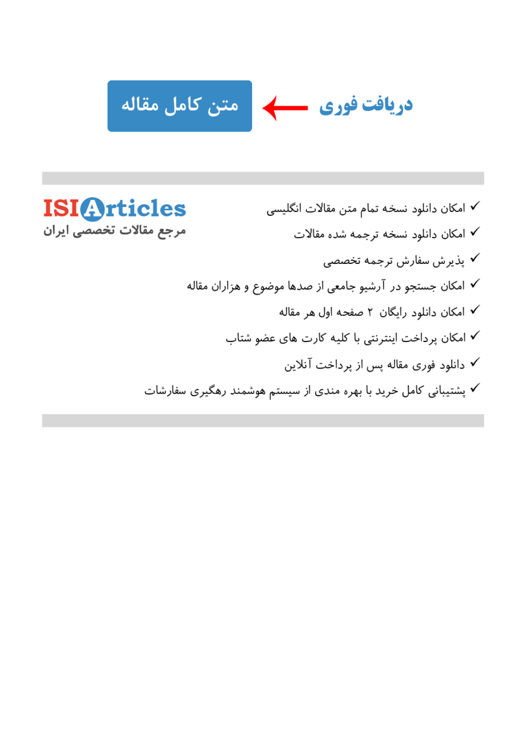دریافت فوری ← **متن کامل مقاله**

**ISIArticles**
مرجع مقالات تخصصی ایران

- ✓ امکان دانلود نسخه تمام متن مقالات انگلیسی
- ✓ امکان دانلود نسخه ترجمه شده مقالات
- ✓ پذیرش سفارش ترجمه تخصصی
- ✓ امکان جستجو در آرشیو جامعی از صدها موضوع و هزاران مقاله
- ✓ امکان دانلود رایگان ۲ صفحه اول هر مقاله
- ✓ امکان پرداخت اینترنتی با کلیه کارت های عضو شتاب
- ✓ دانلود فوری مقاله پس از پرداخت آنلاین
- ✓ پشتیبانی کامل خرید با بهره مندی از سیستم هوشمند رهگیری سفارشات